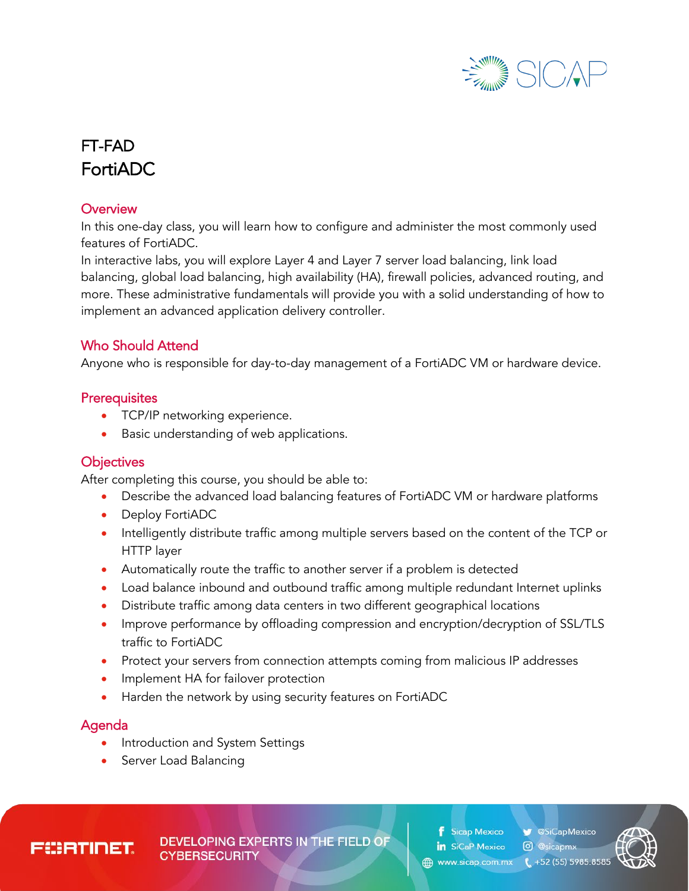# FT-FAD
# FortiADC

## Overview

In this one-day class, you will learn how to configure and administer the most commonly used features of FortiADC.

In interactive labs, you will explore Layer 4 and Layer 7 server load balancing, link load balancing, global load balancing, high availability (HA), firewall policies, advanced routing, and more. These administrative fundamentals will provide you with a solid understanding of how to implement an advanced application delivery controller.

## Who Should Attend

Anyone who is responsible for day-to-day management of a FortiADC VM or hardware device.

## Prerequisites

- TCP/IP networking experience.
- Basic understanding of web applications.

## Objectives

After completing this course, you should be able to:

- Describe the advanced load balancing features of FortiADC VM or hardware platforms
- Deploy FortiADC
- Intelligently distribute traffic among multiple servers based on the content of the TCP or HTTP layer
- Automatically route the traffic to another server if a problem is detected
- Load balance inbound and outbound traffic among multiple redundant Internet uplinks
- Distribute traffic among data centers in two different geographical locations
- Improve performance by offloading compression and encryption/decryption of SSL/TLS traffic to FortiADC
- Protect your servers from connection attempts coming from malicious IP addresses
- Implement HA for failover protection
- Harden the network by using security features on FortiADC

## Agenda

- Introduction and System Settings
- Server Load Balancing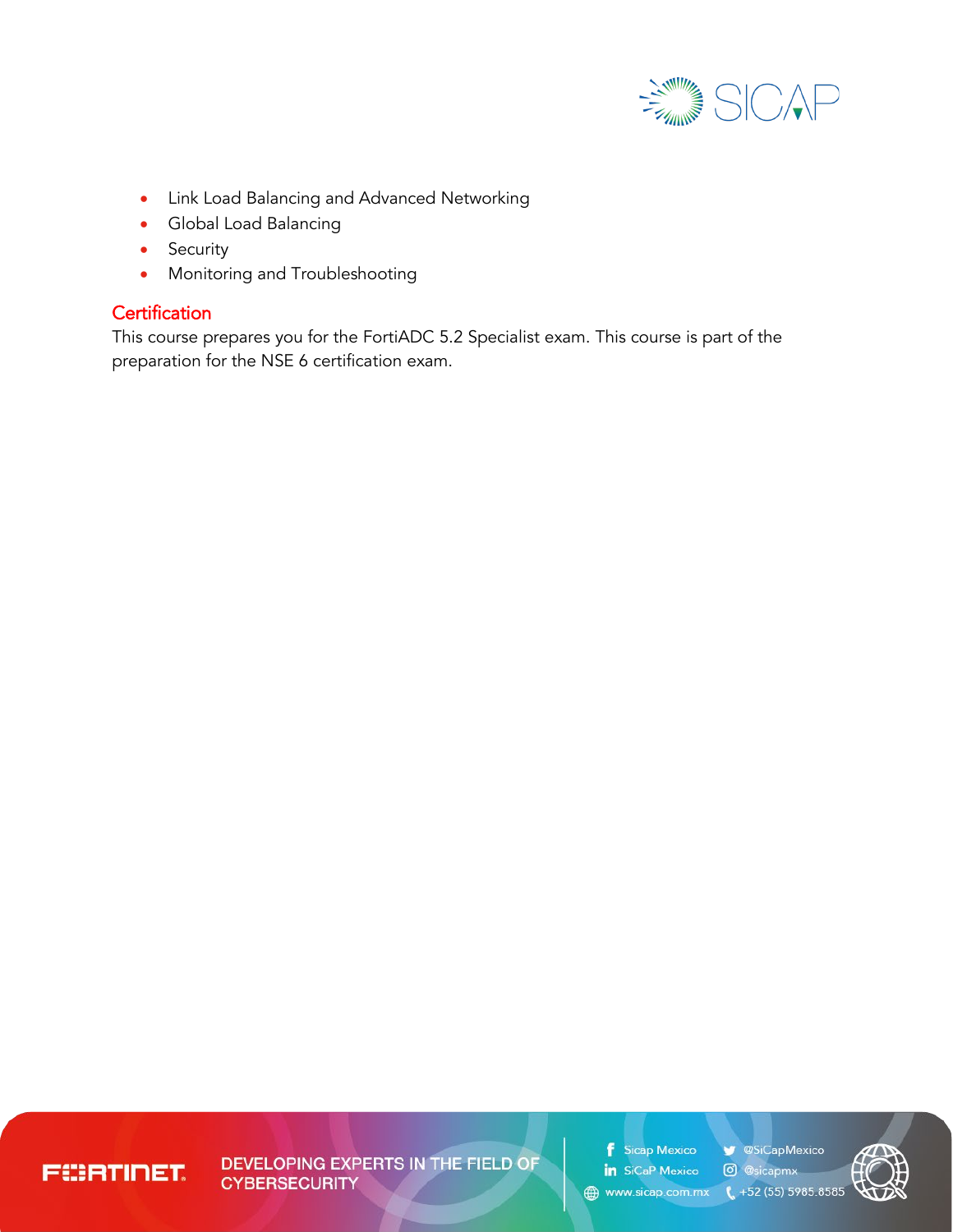- Link Load Balancing and Advanced Networking
- Global Load Balancing
- Security
- Monitoring and Troubleshooting

## Certification

This course prepares you for the FortiADC 5.2 Specialist exam. This course is part of the preparation for the NSE 6 certification exam.